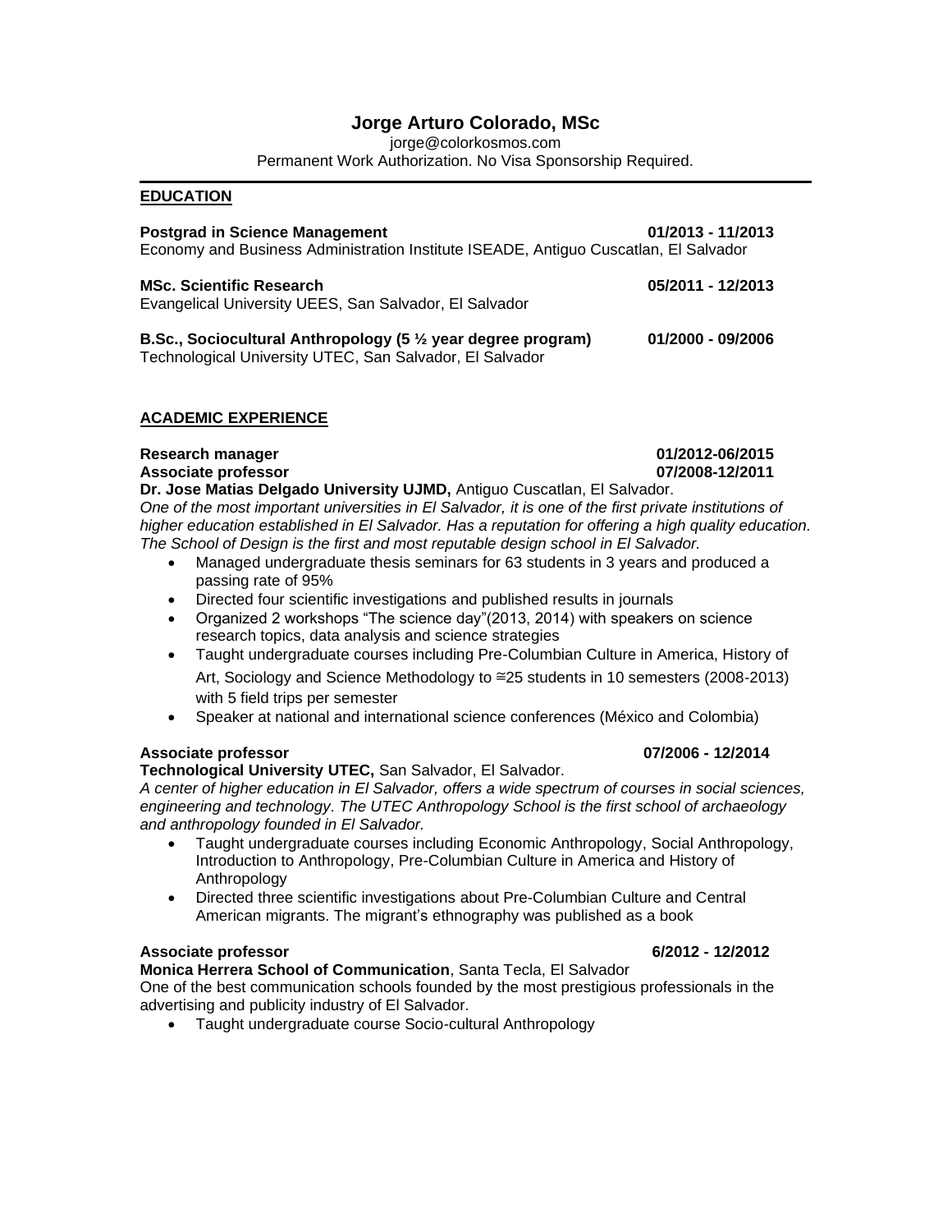# Jorge Arturo Colorado, MSc

jorge@colorkosmos.com
Permanent Work Authorization. No Visa Sponsorship Required.

## EDUCATION

**Postgrad in Science Management** **01/2013 - 11/2013**
Economy and Business Administration Institute ISEADE, Antiguo Cuscatlan, El Salvador

**MSc. Scientific Research** **05/2011 - 12/2013**
Evangelical University UEES, San Salvador, El Salvador

**B.Sc., Sociocultural Anthropology (5 ½ year degree program)** **01/2000 - 09/2006**
Technological University UTEC, San Salvador, El Salvador

## ACADEMIC EXPERIENCE

**Research manager** **01/2012-06/2015**
**Associate professor** **07/2008-12/2011**
**Dr. Jose Matias Delgado University UJMD,** Antiguo Cuscatlan, El Salvador.
*One of the most important universities in El Salvador, it is one of the first private institutions of higher education established in El Salvador. Has a reputation for offering a high quality education. The School of Design is the first and most reputable design school in El Salvador.*

- Managed undergraduate thesis seminars for 63 students in 3 years and produced a passing rate of 95%
- Directed four scientific investigations and published results in journals
- Organized 2 workshops "The science day"(2013, 2014) with speakers on science research topics, data analysis and science strategies
- Taught undergraduate courses including Pre-Columbian Culture in America, History of Art, Sociology and Science Methodology to ≅25 students in 10 semesters (2008-2013) with 5 field trips per semester
- Speaker at national and international science conferences (México and Colombia)

**Associate professor** **07/2006 - 12/2014**
**Technological University UTEC,** San Salvador, El Salvador.
*A center of higher education in El Salvador, offers a wide spectrum of courses in social sciences, engineering and technology. The UTEC Anthropology School is the first school of archaeology and anthropology founded in El Salvador.*

- Taught undergraduate courses including Economic Anthropology, Social Anthropology, Introduction to Anthropology, Pre-Columbian Culture in America and History of Anthropology
- Directed three scientific investigations about Pre-Columbian Culture and Central American migrants. The migrant's ethnography was published as a book

**Associate professor** **6/2012 - 12/2012**
**Monica Herrera School of Communication**, Santa Tecla, El Salvador
One of the best communication schools founded by the most prestigious professionals in the advertising and publicity industry of El Salvador.

- Taught undergraduate course Socio-cultural Anthropology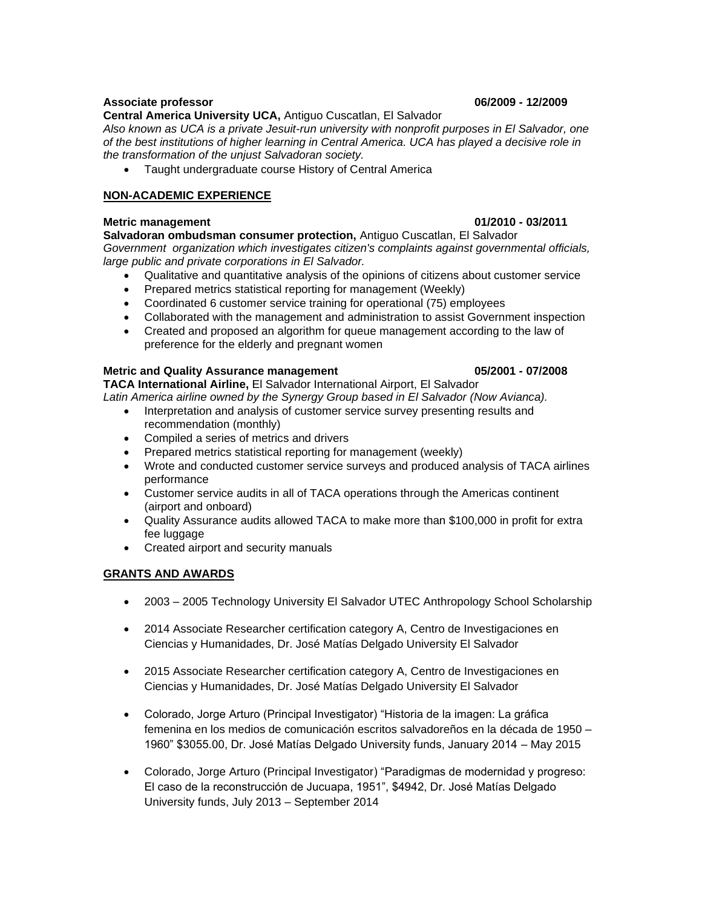**Associate professor** **06/2009 - 12/2009**
**Central America University UCA,** Antiguo Cuscatlan, El Salvador
*Also known as UCA is a private Jesuit-run university with nonprofit purposes in El Salvador, one of the best institutions of higher learning in Central America. UCA has played a decisive role in the transformation of the unjust Salvadoran society.*

- Taught undergraduate course History of Central America

## NON-ACADEMIC EXPERIENCE

**Metric management** **01/2010 - 03/2011**
**Salvadoran ombudsman consumer protection,** Antiguo Cuscatlan, El Salvador
*Government organization which investigates citizen's complaints against governmental officials, large public and private corporations in El Salvador.*

- Qualitative and quantitative analysis of the opinions of citizens about customer service
- Prepared metrics statistical reporting for management (Weekly)
- Coordinated 6 customer service training for operational (75) employees
- Collaborated with the management and administration to assist Government inspection
- Created and proposed an algorithm for queue management according to the law of preference for the elderly and pregnant women

**Metric and Quality Assurance management** **05/2001 - 07/2008**
**TACA International Airline,** El Salvador International Airport, El Salvador
*Latin America airline owned by the Synergy Group based in El Salvador (Now Avianca).*

- Interpretation and analysis of customer service survey presenting results and recommendation (monthly)
- Compiled a series of metrics and drivers
- Prepared metrics statistical reporting for management (weekly)
- Wrote and conducted customer service surveys and produced analysis of TACA airlines performance
- Customer service audits in all of TACA operations through the Americas continent (airport and onboard)
- Quality Assurance audits allowed TACA to make more than $100,000 in profit for extra fee luggage
- Created airport and security manuals

## GRANTS AND AWARDS

- 2003 – 2005 Technology University El Salvador UTEC Anthropology School Scholarship
- 2014 Associate Researcher certification category A, Centro de Investigaciones en Ciencias y Humanidades, Dr. José Matías Delgado University El Salvador
- 2015 Associate Researcher certification category A, Centro de Investigaciones en Ciencias y Humanidades, Dr. José Matías Delgado University El Salvador
- Colorado, Jorge Arturo (Principal Investigator) "Historia de la imagen: La gráfica femenina en los medios de comunicación escritos salvadoreños en la década de 1950 – 1960" $3055.00, Dr. José Matías Delgado University funds, January 2014 – May 2015
- Colorado, Jorge Arturo (Principal Investigator) "Paradigmas de modernidad y progreso: El caso de la reconstrucción de Jucuapa, 1951", $4942, Dr. José Matías Delgado University funds, July 2013 – September 2014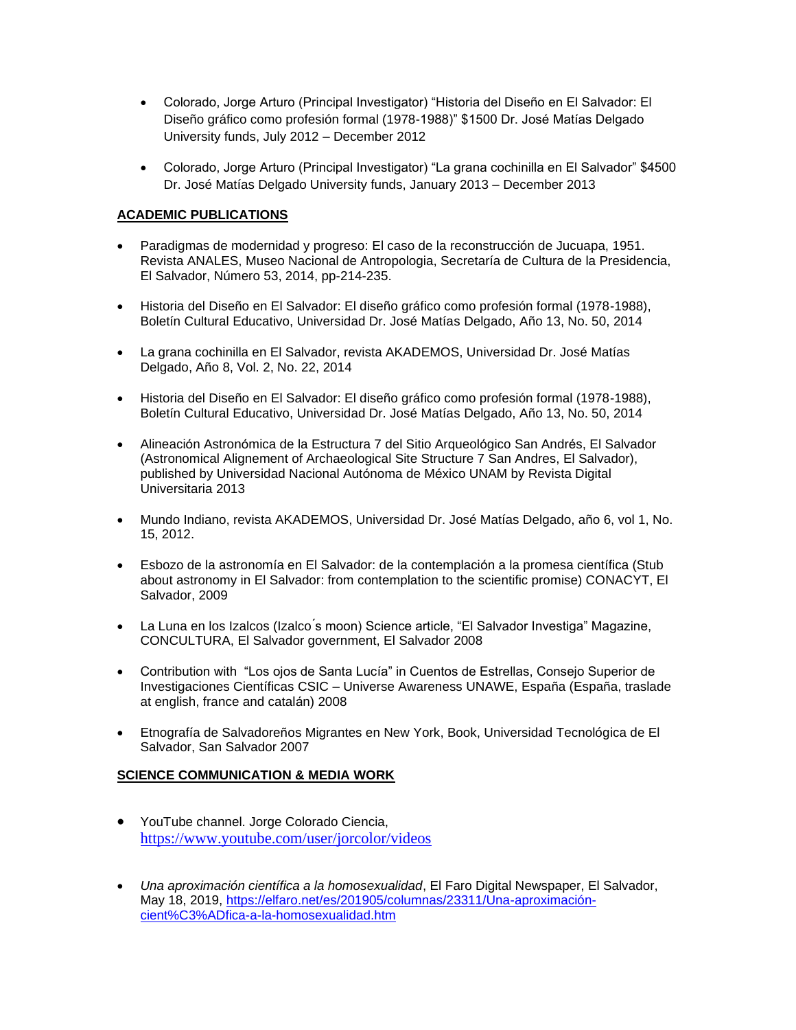- Colorado, Jorge Arturo (Principal Investigator) "Historia del Diseño en El Salvador: El Diseño gráfico como profesión formal (1978-1988)" $1500 Dr. José Matías Delgado University funds, July 2012 – December 2012

- Colorado, Jorge Arturo (Principal Investigator) "La grana cochinilla en El Salvador" $4500 Dr. José Matías Delgado University funds, January 2013 – December 2013

## ACADEMIC PUBLICATIONS

- Paradigmas de modernidad y progreso: El caso de la reconstrucción de Jucuapa, 1951. Revista ANALES, Museo Nacional de Antropologia, Secretaría de Cultura de la Presidencia, El Salvador, Número 53, 2014, pp-214-235.

- Historia del Diseño en El Salvador: El diseño gráfico como profesión formal (1978-1988), Boletín Cultural Educativo, Universidad Dr. José Matías Delgado, Año 13, No. 50, 2014

- La grana cochinilla en El Salvador, revista AKADEMOS, Universidad Dr. José Matías Delgado, Año 8, Vol. 2, No. 22, 2014

- Historia del Diseño en El Salvador: El diseño gráfico como profesión formal (1978-1988), Boletín Cultural Educativo, Universidad Dr. José Matías Delgado, Año 13, No. 50, 2014

- Alineación Astronómica de la Estructura 7 del Sitio Arqueológico San Andrés, El Salvador (Astronomical Alignement of Archaeological Site Structure 7 San Andres, El Salvador), published by Universidad Nacional Autónoma de México UNAM by Revista Digital Universitaria 2013

- Mundo Indiano, revista AKADEMOS, Universidad Dr. José Matías Delgado, año 6, vol 1, No. 15, 2012.

- Esbozo de la astronomía en El Salvador: de la contemplación a la promesa científica (Stub about astronomy in El Salvador: from contemplation to the scientific promise) CONACYT, El Salvador, 2009

- La Luna en los Izalcos (Izalco´s moon) Science article, "El Salvador Investiga" Magazine, CONCULTURA, El Salvador government, El Salvador 2008

- Contribution with "Los ojos de Santa Lucía" in Cuentos de Estrellas, Consejo Superior de Investigaciones Científicas CSIC – Universe Awareness UNAWE, España (España, traslade at english, france and catalán) 2008

- Etnografía de Salvadoreños Migrantes en New York, Book, Universidad Tecnológica de El Salvador, San Salvador 2007

## SCIENCE COMMUNICATION & MEDIA WORK

- YouTube channel. Jorge Colorado Ciencia, https://www.youtube.com/user/jorcolor/videos

- *Una aproximación científica a la homosexualidad*, El Faro Digital Newspaper, El Salvador, May 18, 2019, https://elfaro.net/es/201905/columnas/23311/Una-aproximación-cient%C3%ADfica-a-la-homosexualidad.htm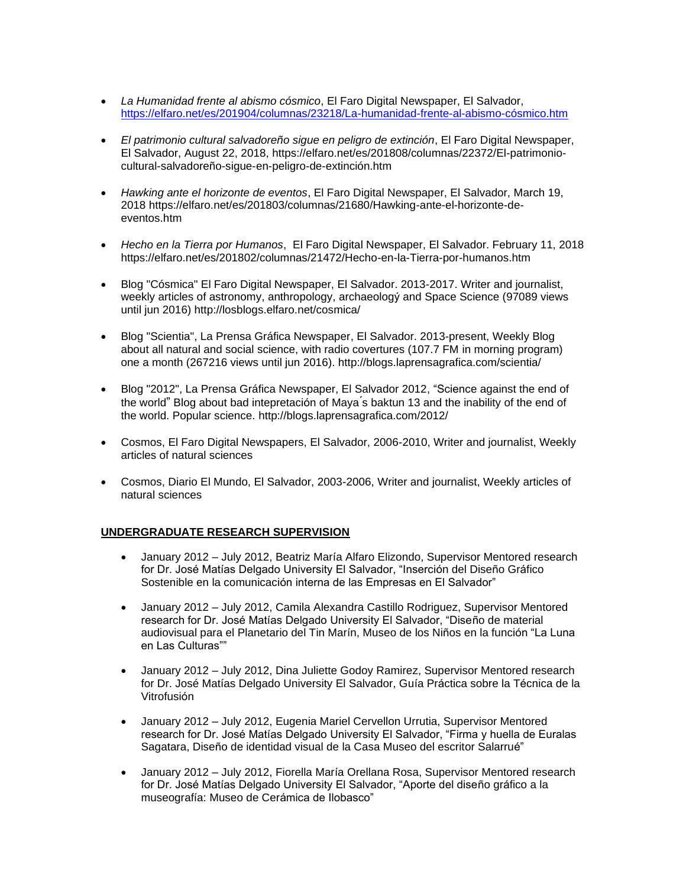- *La Humanidad frente al abismo cósmico*, El Faro Digital Newspaper, El Salvador, https://elfaro.net/es/201904/columnas/23218/La-humanidad-frente-al-abismo-cósmico.htm

- *El patrimonio cultural salvadoreño sigue en peligro de extinción*, El Faro Digital Newspaper, El Salvador, August 22, 2018, https://elfaro.net/es/201808/columnas/22372/El-patrimonio-cultural-salvadoreño-sigue-en-peligro-de-extinción.htm

- *Hawking ante el horizonte de eventos*, El Faro Digital Newspaper, El Salvador, March 19, 2018 https://elfaro.net/es/201803/columnas/21680/Hawking-ante-el-horizonte-de-eventos.htm

- *Hecho en la Tierra por Humanos*, El Faro Digital Newspaper, El Salvador. February 11, 2018 https://elfaro.net/es/201802/columnas/21472/Hecho-en-la-Tierra-por-humanos.htm

- Blog "Cósmica" El Faro Digital Newspaper, El Salvador. 2013-2017. Writer and journalist, weekly articles of astronomy, anthropology, archaeologý and Space Science (97089 views until jun 2016) http://losblogs.elfaro.net/cosmica/

- Blog "Scientia", La Prensa Gráfica Newspaper, El Salvador. 2013-present, Weekly Blog about all natural and social science, with radio covertures (107.7 FM in morning program) one a month (267216 views until jun 2016). http://blogs.laprensagrafica.com/scientia/

- Blog "2012", La Prensa Gráfica Newspaper, El Salvador 2012, "Science against the end of the world" Blog about bad intepretación of Maya´s baktun 13 and the inability of the end of the world. Popular science. http://blogs.laprensagrafica.com/2012/

- Cosmos, El Faro Digital Newspapers, El Salvador, 2006-2010, Writer and journalist, Weekly articles of natural sciences

- Cosmos, Diario El Mundo, El Salvador, 2003-2006, Writer and journalist, Weekly articles of natural sciences

## UNDERGRADUATE RESEARCH SUPERVISION

- January 2012 – July 2012, Beatriz María Alfaro Elizondo, Supervisor Mentored research for Dr. José Matías Delgado University El Salvador, "Inserción del Diseño Gráfico Sostenible en la comunicación interna de las Empresas en El Salvador"

- January 2012 – July 2012, Camila Alexandra Castillo Rodriguez, Supervisor Mentored research for Dr. José Matías Delgado University El Salvador, "Diseño de material audiovisual para el Planetario del Tin Marín, Museo de los Niños en la función "La Luna en Las Culturas""

- January 2012 – July 2012, Dina Juliette Godoy Ramirez, Supervisor Mentored research for Dr. José Matías Delgado University El Salvador, Guía Práctica sobre la Técnica de la Vitrofusión

- January 2012 – July 2012, Eugenia Mariel Cervellon Urrutia, Supervisor Mentored research for Dr. José Matías Delgado University El Salvador, "Firma y huella de Euralas Sagatara, Diseño de identidad visual de la Casa Museo del escritor Salarrué"

- January 2012 – July 2012, Fiorella María Orellana Rosa, Supervisor Mentored research for Dr. José Matías Delgado University El Salvador, "Aporte del diseño gráfico a la museografía: Museo de Cerámica de Ilobasco"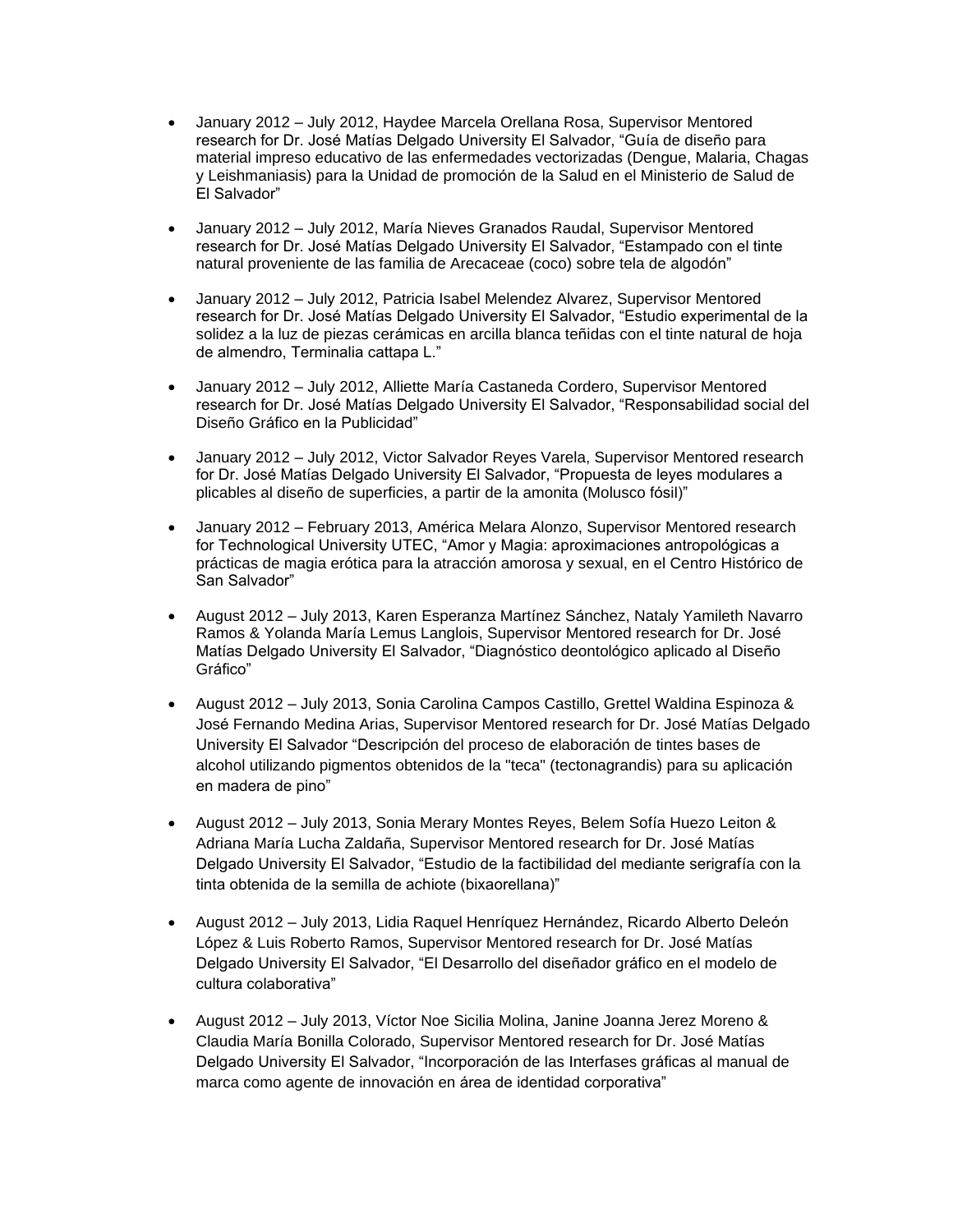- January 2012 – July 2012, Haydee Marcela Orellana Rosa, Supervisor Mentored research for Dr. José Matías Delgado University El Salvador, “Guía de diseño para material impreso educativo de las enfermedades vectorizadas (Dengue, Malaria, Chagas y Leishmaniasis) para la Unidad de promoción de la Salud en el Ministerio de Salud de El Salvador”

- January 2012 – July 2012, María Nieves Granados Raudal, Supervisor Mentored research for Dr. José Matías Delgado University El Salvador, “Estampado con el tinte natural proveniente de las familia de Arecaceae (coco) sobre tela de algodón”

- January 2012 – July 2012, Patricia Isabel Melendez Alvarez, Supervisor Mentored research for Dr. José Matías Delgado University El Salvador, “Estudio experimental de la solidez a la luz de piezas cerámicas en arcilla blanca teñidas con el tinte natural de hoja de almendro, Terminalia cattapa L.”

- January 2012 – July 2012, Alliette María Castaneda Cordero, Supervisor Mentored research for Dr. José Matías Delgado University El Salvador, “Responsabilidad social del Diseño Gráfico en la Publicidad”

- January 2012 – July 2012, Victor Salvador Reyes Varela, Supervisor Mentored research for Dr. José Matías Delgado University El Salvador, “Propuesta de leyes modulares a plicables al diseño de superficies, a partir de la amonita (Molusco fósil)”

- January 2012 – February 2013, América Melara Alonzo, Supervisor Mentored research for Technological University UTEC, “Amor y Magia: aproximaciones antropológicas a prácticas de magia erótica para la atracción amorosa y sexual, en el Centro Histórico de San Salvador”

- August 2012 – July 2013, Karen Esperanza Martínez Sánchez, Nataly Yamileth Navarro Ramos & Yolanda María Lemus Langlois, Supervisor Mentored research for Dr. José Matías Delgado University El Salvador, “Diagnóstico deontológico aplicado al Diseño Gráfico”

- August 2012 – July 2013, Sonia Carolina Campos Castillo, Grettel Waldina Espinoza & José Fernando Medina Arias, Supervisor Mentored research for Dr. José Matías Delgado University El Salvador “Descripción del proceso de elaboración de tintes bases de alcohol utilizando pigmentos obtenidos de la "teca" (tectonagrandis) para su aplicación en madera de pino”

- August 2012 – July 2013, Sonia Merary Montes Reyes, Belem Sofía Huezo Leiton & Adriana María Lucha Zaldaña, Supervisor Mentored research for Dr. José Matías Delgado University El Salvador, “Estudio de la factibilidad del mediante serigrafía con la tinta obtenida de la semilla de achiote (bixaorellana)”

- August 2012 – July 2013, Lidia Raquel Henríquez Hernández, Ricardo Alberto Deleón López & Luis Roberto Ramos, Supervisor Mentored research for Dr. José Matías Delgado University El Salvador, “El Desarrollo del diseñador gráfico en el modelo de cultura colaborativa”

- August 2012 – July 2013, Víctor Noe Sicilia Molina, Janine Joanna Jerez Moreno & Claudia María Bonilla Colorado, Supervisor Mentored research for Dr. José Matías Delgado University El Salvador, “Incorporación de las Interfases gráficas al manual de marca como agente de innovación en área de identidad corporativa”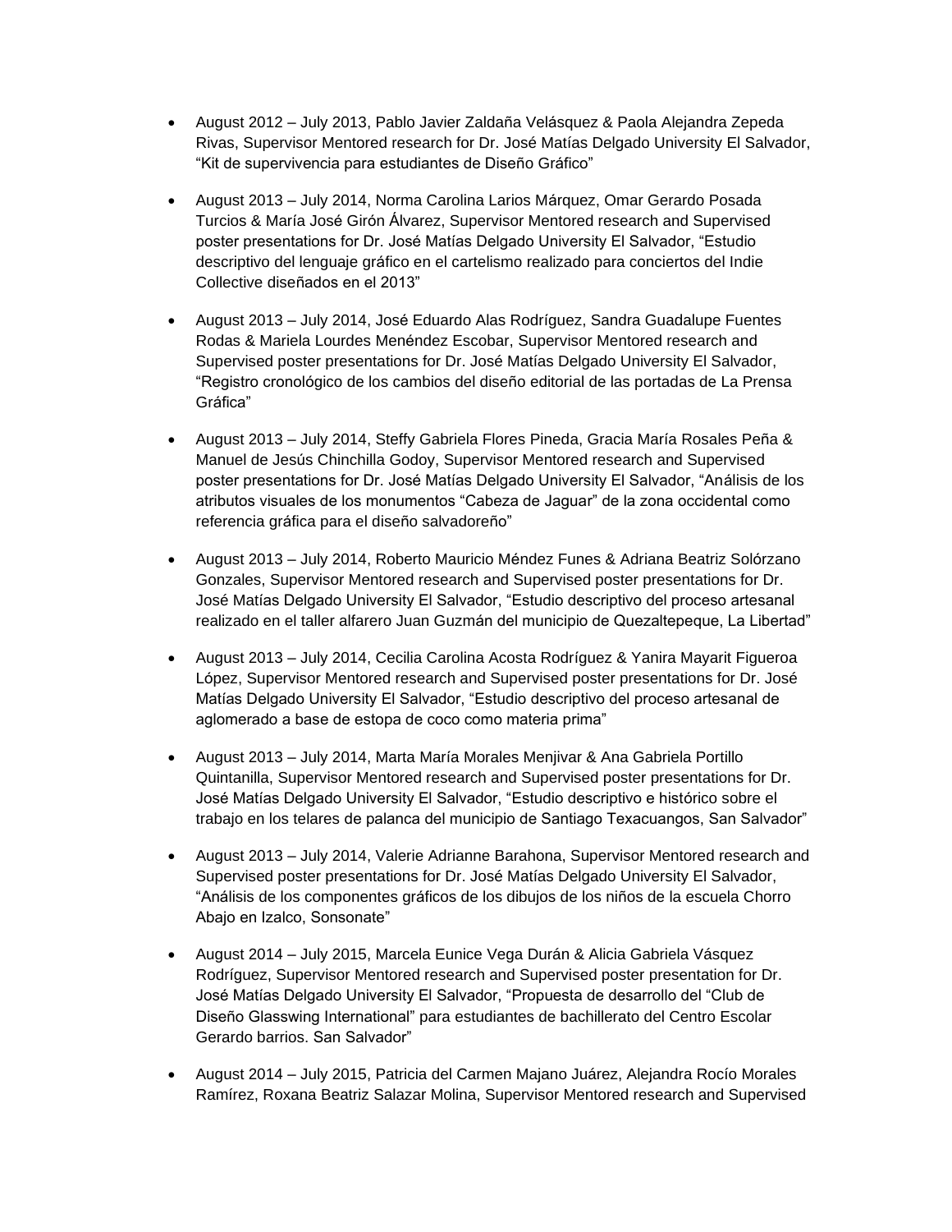- August 2012 – July 2013, Pablo Javier Zaldaña Velásquez & Paola Alejandra Zepeda Rivas, Supervisor Mentored research for Dr. José Matías Delgado University El Salvador, "Kit de supervivencia para estudiantes de Diseño Gráfico"

- August 2013 – July 2014, Norma Carolina Larios Márquez, Omar Gerardo Posada Turcios & María José Girón Álvarez, Supervisor Mentored research and Supervised poster presentations for Dr. José Matías Delgado University El Salvador, "Estudio descriptivo del lenguaje gráfico en el cartelismo realizado para conciertos del Indie Collective diseñados en el 2013"

- August 2013 – July 2014, José Eduardo Alas Rodríguez, Sandra Guadalupe Fuentes Rodas & Mariela Lourdes Menéndez Escobar, Supervisor Mentored research and Supervised poster presentations for Dr. José Matías Delgado University El Salvador, "Registro cronológico de los cambios del diseño editorial de las portadas de La Prensa Gráfica"

- August 2013 – July 2014, Steffy Gabriela Flores Pineda, Gracia María Rosales Peña & Manuel de Jesús Chinchilla Godoy, Supervisor Mentored research and Supervised poster presentations for Dr. José Matías Delgado University El Salvador, "Análisis de los atributos visuales de los monumentos "Cabeza de Jaguar" de la zona occidental como referencia gráfica para el diseño salvadoreño"

- August 2013 – July 2014, Roberto Mauricio Méndez Funes & Adriana Beatriz Solórzano Gonzales, Supervisor Mentored research and Supervised poster presentations for Dr. José Matías Delgado University El Salvador, "Estudio descriptivo del proceso artesanal realizado en el taller alfarero Juan Guzmán del municipio de Quezaltepeque, La Libertad"

- August 2013 – July 2014, Cecilia Carolina Acosta Rodríguez & Yanira Mayarit Figueroa López, Supervisor Mentored research and Supervised poster presentations for Dr. José Matías Delgado University El Salvador, "Estudio descriptivo del proceso artesanal de aglomerado a base de estopa de coco como materia prima"

- August 2013 – July 2014, Marta María Morales Menjivar & Ana Gabriela Portillo Quintanilla, Supervisor Mentored research and Supervised poster presentations for Dr. José Matías Delgado University El Salvador, "Estudio descriptivo e histórico sobre el trabajo en los telares de palanca del municipio de Santiago Texacuangos, San Salvador"

- August 2013 – July 2014, Valerie Adrianne Barahona, Supervisor Mentored research and Supervised poster presentations for Dr. José Matías Delgado University El Salvador, "Análisis de los componentes gráficos de los dibujos de los niños de la escuela Chorro Abajo en Izalco, Sonsonate"

- August 2014 – July 2015, Marcela Eunice Vega Durán & Alicia Gabriela Vásquez Rodríguez, Supervisor Mentored research and Supervised poster presentation for Dr. José Matías Delgado University El Salvador, "Propuesta de desarrollo del "Club de Diseño Glasswing International" para estudiantes de bachillerato del Centro Escolar Gerardo barrios. San Salvador"

- August 2014 – July 2015, Patricia del Carmen Majano Juárez, Alejandra Rocío Morales Ramírez, Roxana Beatriz Salazar Molina, Supervisor Mentored research and Supervised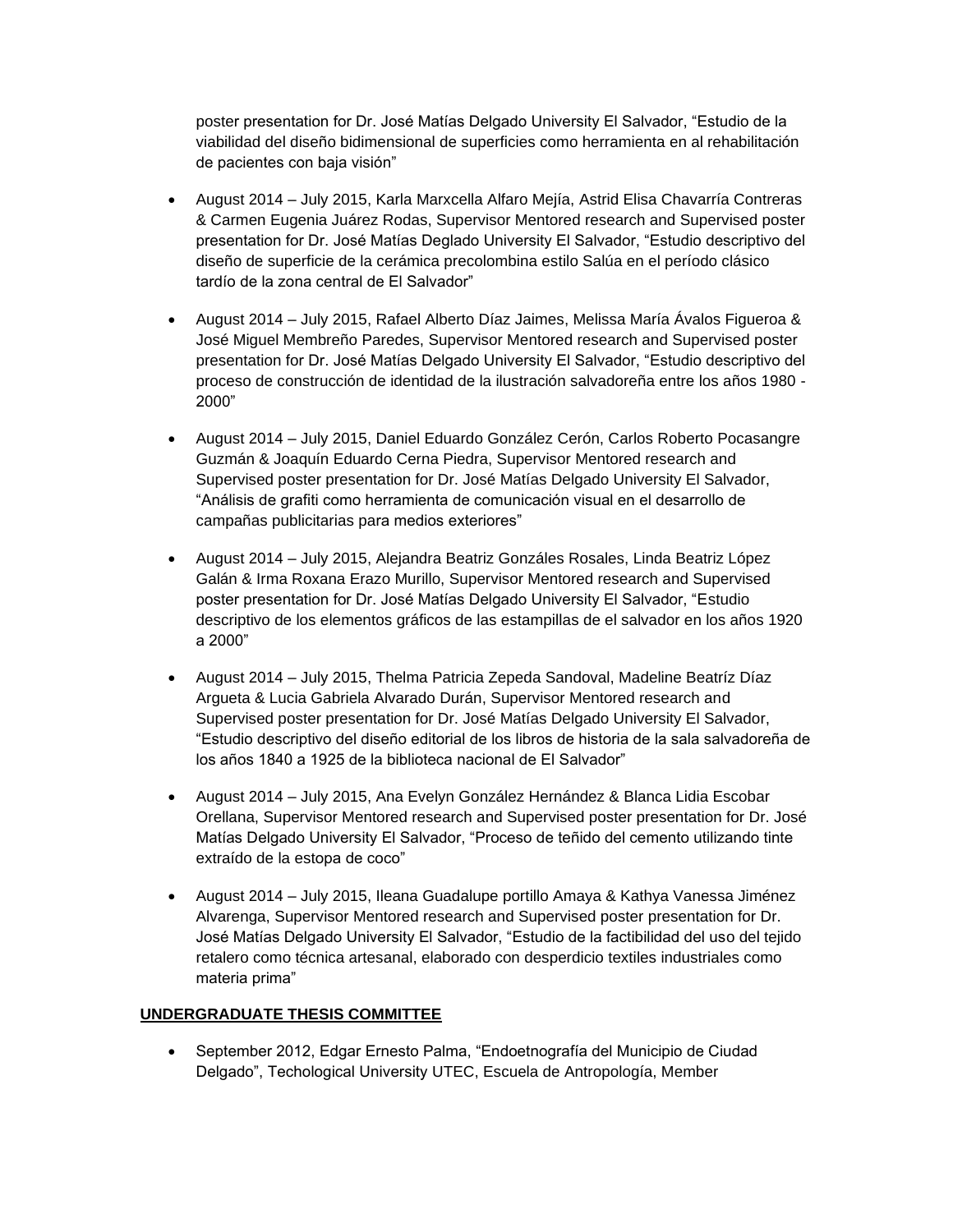poster presentation for Dr. José Matías Delgado University El Salvador, "Estudio de la viabilidad del diseño bidimensional de superficies como herramienta en al rehabilitación de pacientes con baja visión"

- August 2014 – July 2015, Karla Marxcella Alfaro Mejía, Astrid Elisa Chavarría Contreras & Carmen Eugenia Juárez Rodas, Supervisor Mentored research and Supervised poster presentation for Dr. José Matías Deglado University El Salvador, "Estudio descriptivo del diseño de superficie de la cerámica precolombina estilo Salúa en el período clásico tardío de la zona central de El Salvador"

- August 2014 – July 2015, Rafael Alberto Díaz Jaimes, Melissa María Ávalos Figueroa & José Miguel Membreño Paredes, Supervisor Mentored research and Supervised poster presentation for Dr. José Matías Delgado University El Salvador, "Estudio descriptivo del proceso de construcción de identidad de la ilustración salvadoreña entre los años 1980 - 2000"

- August 2014 – July 2015, Daniel Eduardo González Cerón, Carlos Roberto Pocasangre Guzmán & Joaquín Eduardo Cerna Piedra, Supervisor Mentored research and Supervised poster presentation for Dr. José Matías Delgado University El Salvador, "Análisis de grafiti como herramienta de comunicación visual en el desarrollo de campañas publicitarias para medios exteriores"

- August 2014 – July 2015, Alejandra Beatriz Gonzáles Rosales, Linda Beatriz López Galán & Irma Roxana Erazo Murillo, Supervisor Mentored research and Supervised poster presentation for Dr. José Matías Delgado University El Salvador, "Estudio descriptivo de los elementos gráficos de las estampillas de el salvador en los años 1920 a 2000"

- August 2014 – July 2015, Thelma Patricia Zepeda Sandoval, Madeline Beatríz Díaz Argueta & Lucia Gabriela Alvarado Durán, Supervisor Mentored research and Supervised poster presentation for Dr. José Matías Delgado University El Salvador, "Estudio descriptivo del diseño editorial de los libros de historia de la sala salvadoreña de los años 1840 a 1925 de la biblioteca nacional de El Salvador"

- August 2014 – July 2015, Ana Evelyn González Hernández & Blanca Lidia Escobar Orellana, Supervisor Mentored research and Supervised poster presentation for Dr. José Matías Delgado University El Salvador, "Proceso de teñido del cemento utilizando tinte extraído de la estopa de coco"

- August 2014 – July 2015, Ileana Guadalupe portillo Amaya & Kathya Vanessa Jiménez Alvarenga, Supervisor Mentored research and Supervised poster presentation for Dr. José Matías Delgado University El Salvador, "Estudio de la factibilidad del uso del tejido retalero como técnica artesanal, elaborado con desperdicio textiles industriales como materia prima"

**UNDERGRADUATE THESIS COMMITTEE**

- September 2012, Edgar Ernesto Palma, "Endoetnografía del Municipio de Ciudad Delgado", Techological University UTEC, Escuela de Antropología, Member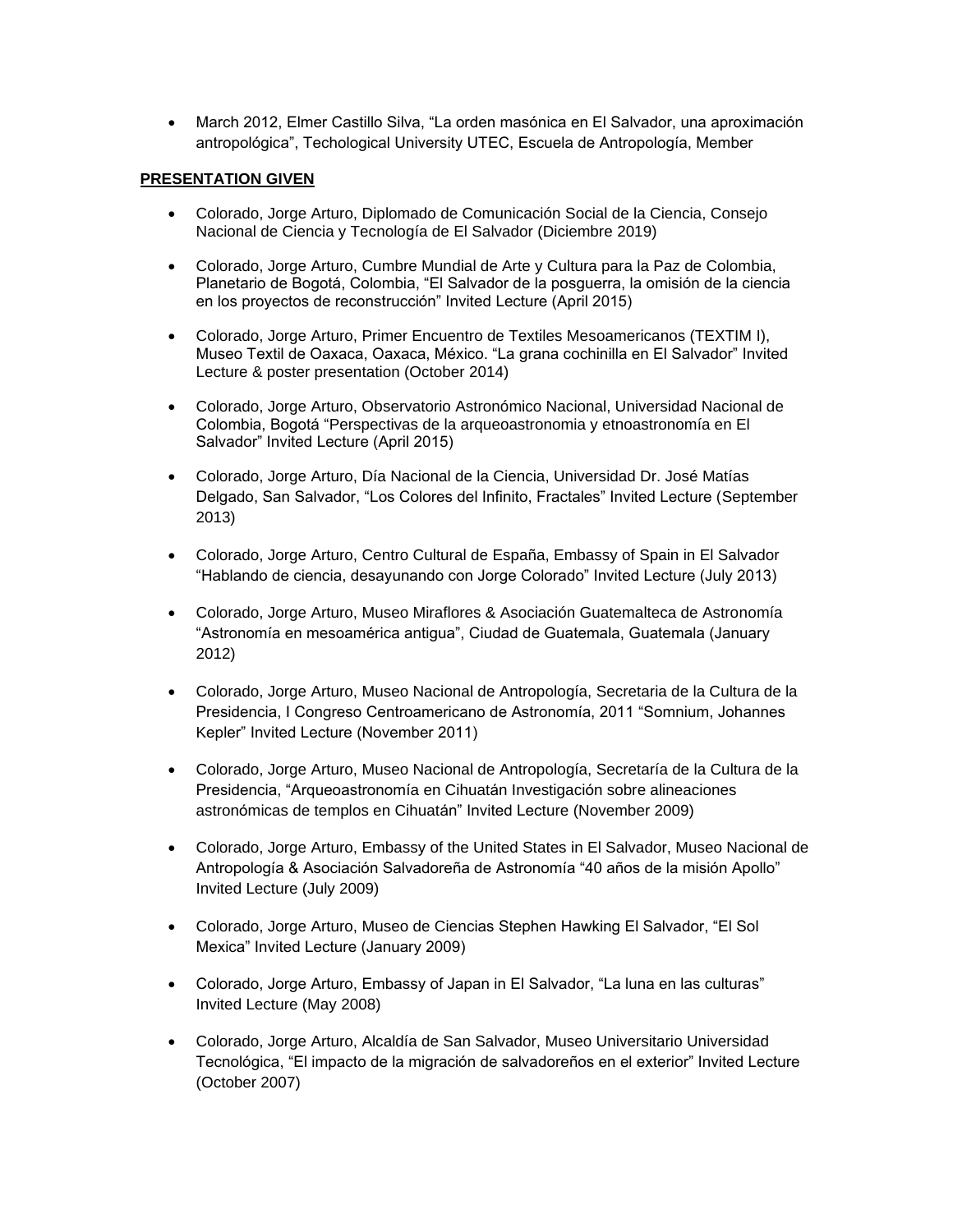- March 2012, Elmer Castillo Silva, "La orden masónica en El Salvador, una aproximación antropológica", Techological University UTEC, Escuela de Antropología, Member

**PRESENTATION GIVEN**

- Colorado, Jorge Arturo, Diplomado de Comunicación Social de la Ciencia, Consejo Nacional de Ciencia y Tecnología de El Salvador (Diciembre 2019)
- Colorado, Jorge Arturo, Cumbre Mundial de Arte y Cultura para la Paz de Colombia, Planetario de Bogotá, Colombia, "El Salvador de la posguerra, la omisión de la ciencia en los proyectos de reconstrucción" Invited Lecture (April 2015)
- Colorado, Jorge Arturo, Primer Encuentro de Textiles Mesoamericanos (TEXTIM I), Museo Textil de Oaxaca, Oaxaca, México. "La grana cochinilla en El Salvador" Invited Lecture & poster presentation (October 2014)
- Colorado, Jorge Arturo, Observatorio Astronómico Nacional, Universidad Nacional de Colombia, Bogotá "Perspectivas de la arqueoastronomia y etnoastronomía en El Salvador" Invited Lecture (April 2015)
- Colorado, Jorge Arturo, Día Nacional de la Ciencia, Universidad Dr. José Matías Delgado, San Salvador, "Los Colores del Infinito, Fractales" Invited Lecture (September 2013)
- Colorado, Jorge Arturo, Centro Cultural de España, Embassy of Spain in El Salvador "Hablando de ciencia, desayunando con Jorge Colorado" Invited Lecture (July 2013)
- Colorado, Jorge Arturo, Museo Miraflores & Asociación Guatemalteca de Astronomía "Astronomía en mesoamérica antigua", Ciudad de Guatemala, Guatemala (January 2012)
- Colorado, Jorge Arturo, Museo Nacional de Antropología, Secretaria de la Cultura de la Presidencia, I Congreso Centroamericano de Astronomía, 2011 "Somnium, Johannes Kepler" Invited Lecture (November 2011)
- Colorado, Jorge Arturo, Museo Nacional de Antropología, Secretaría de la Cultura de la Presidencia, "Arqueoastronomía en Cihuatán Investigación sobre alineaciones astronómicas de templos en Cihuatán" Invited Lecture (November 2009)
- Colorado, Jorge Arturo, Embassy of the United States in El Salvador, Museo Nacional de Antropología & Asociación Salvadoreña de Astronomía "40 años de la misión Apollo" Invited Lecture (July 2009)
- Colorado, Jorge Arturo, Museo de Ciencias Stephen Hawking El Salvador, "El Sol Mexica" Invited Lecture (January 2009)
- Colorado, Jorge Arturo, Embassy of Japan in El Salvador, "La luna en las culturas" Invited Lecture (May 2008)
- Colorado, Jorge Arturo, Alcaldía de San Salvador, Museo Universitario Universidad Tecnológica, "El impacto de la migración de salvadoreños en el exterior" Invited Lecture (October 2007)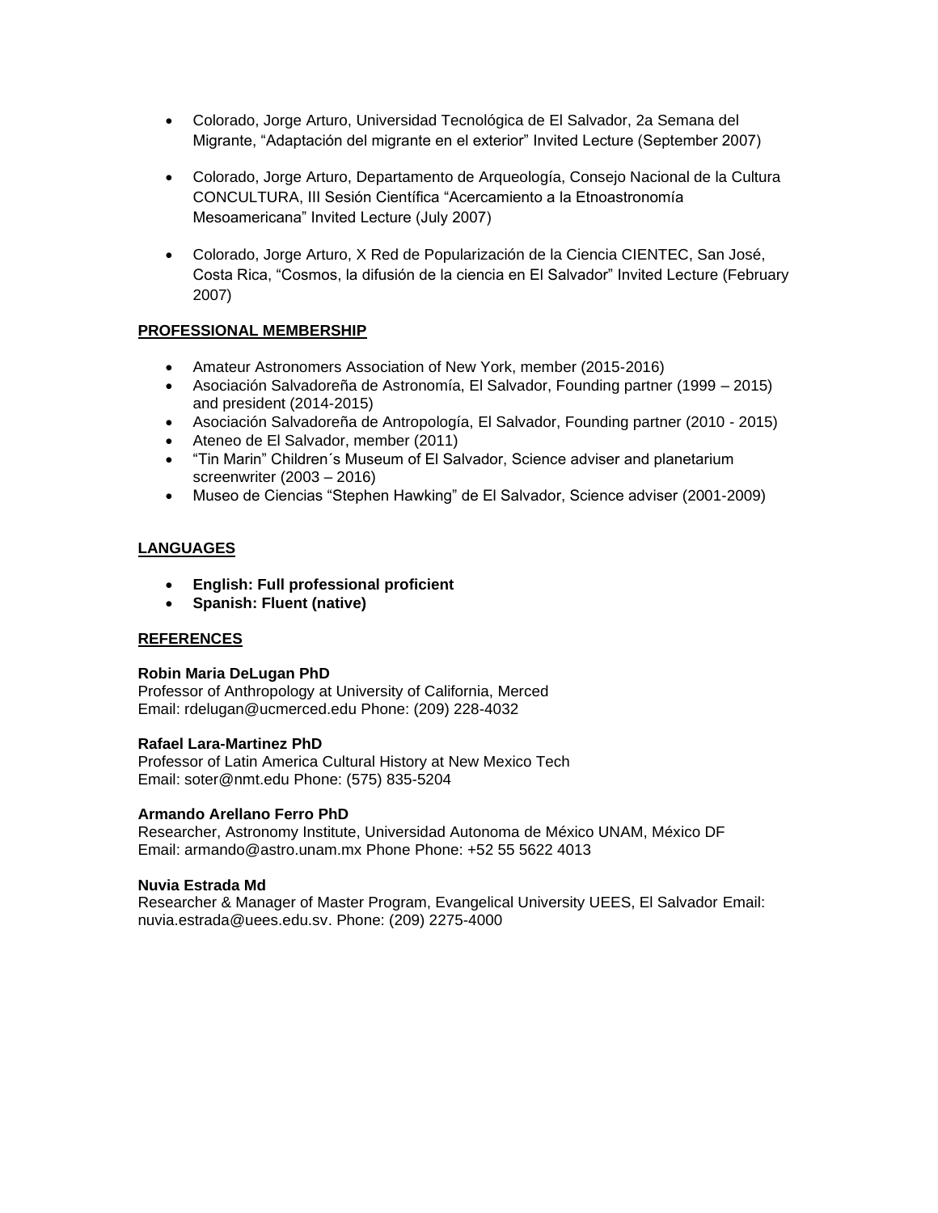- Colorado, Jorge Arturo, Universidad Tecnológica de El Salvador, 2a Semana del Migrante, “Adaptación del migrante en el exterior” Invited Lecture (September 2007)

- Colorado, Jorge Arturo, Departamento de Arqueología, Consejo Nacional de la Cultura CONCULTURA, III Sesión Científica “Acercamiento a la Etnoastronomía Mesoamericana” Invited Lecture (July 2007)

- Colorado, Jorge Arturo, X Red de Popularización de la Ciencia CIENTEC, San José, Costa Rica, “Cosmos, la difusión de la ciencia en El Salvador” Invited Lecture (February 2007)

## PROFESSIONAL MEMBERSHIP

- Amateur Astronomers Association of New York, member (2015-2016)
- Asociación Salvadoreña de Astronomía, El Salvador, Founding partner (1999 – 2015) and president (2014-2015)
- Asociación Salvadoreña de Antropología, El Salvador, Founding partner (2010 - 2015)
- Ateneo de El Salvador, member (2011)
- “Tin Marin” Children´s Museum of El Salvador, Science adviser and planetarium screenwriter (2003 – 2016)
- Museo de Ciencias “Stephen Hawking” de El Salvador, Science adviser (2001-2009)

## LANGUAGES

- **English: Full professional proficient**
- **Spanish: Fluent (native)**

## REFERENCES

**Robin Maria DeLugan PhD**
Professor of Anthropology at University of California, Merced
Email: rdelugan@ucmerced.edu Phone: (209) 228-4032

**Rafael Lara-Martinez PhD**
Professor of Latin America Cultural History at New Mexico Tech
Email: soter@nmt.edu Phone: (575) 835-5204

**Armando Arellano Ferro PhD**
Researcher, Astronomy Institute, Universidad Autonoma de México UNAM, México DF
Email: armando@astro.unam.mx Phone Phone: +52 55 5622 4013

**Nuvia Estrada Md**
Researcher & Manager of Master Program, Evangelical University UEES, El Salvador Email: nuvia.estrada@uees.edu.sv. Phone: (209) 2275-4000